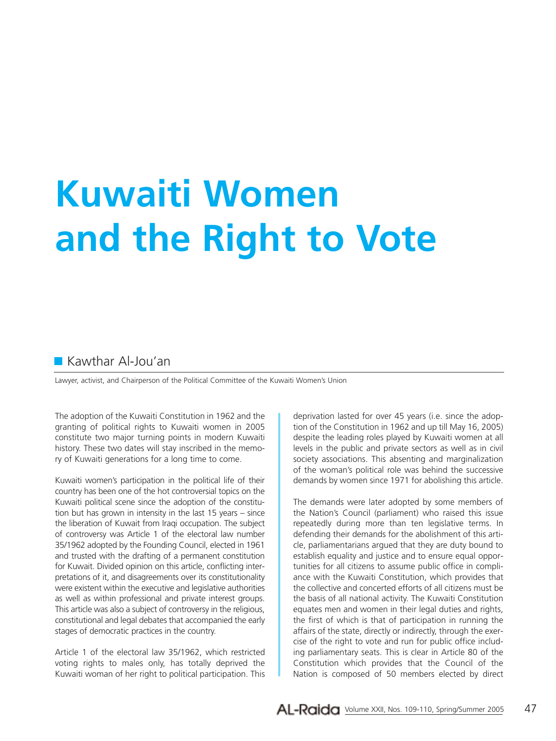# Kuwaiti Women and the Right to Vote

## Kawthar Al-Jou'an

Lawyer, activist, and Chairperson of the Political Committee of the Kuwaiti Women's Union

The adoption of the Kuwaiti Constitution in 1962 and the granting of political rights to Kuwaiti women in 2005 constitute two major turning points in modern Kuwaiti history. These two dates will stay inscribed in the memory of Kuwaiti generations for a long time to come.

Kuwaiti women's participation in the political life of their country has been one of the hot controversial topics on the Kuwaiti political scene since the adoption of the constitution but has grown in intensity in the last 15 years – since the liberation of Kuwait from Iraqi occupation. The subject of controversy was Article 1 of the electoral law number 35/1962 adopted by the Founding Council, elected in 1961 and trusted with the drafting of a permanent constitution for Kuwait. Divided opinion on this article, conflicting interpretations of it, and disagreements over its constitutionality were existent within the executive and legislative authorities as well as within professional and private interest groups. This article was also a subject of controversy in the religious, constitutional and legal debates that accompanied the early stages of democratic practices in the country.

Article 1 of the electoral law 35/1962, which restricted voting rights to males only, has totally deprived the Kuwaiti woman of her right to political participation. This deprivation lasted for over 45 years (i.e. since the adoption of the Constitution in 1962 and up till May 16, 2005) despite the leading roles played by Kuwaiti women at all levels in the public and private sectors as well as in civil society associations. This absenting and marginalization of the woman's political role was behind the successive demands by women since 1971 for abolishing this article.

The demands were later adopted by some members of the Nation's Council (parliament) who raised this issue repeatedly during more than ten legislative terms. In defending their demands for the abolishment of this article, parliamentarians argued that they are duty bound to establish equality and justice and to ensure equal opportunities for all citizens to assume public office in compliance with the Kuwaiti Constitution, which provides that the collective and concerted efforts of all citizens must be the basis of all national activity. The Kuwaiti Constitution equates men and women in their legal duties and rights, the first of which is that of participation in running the affairs of the state, directly or indirectly, through the exercise of the right to vote and run for public office including parliamentary seats. This is clear in Article 80 of the Constitution which provides that the Council of the Nation is composed of 50 members elected by direct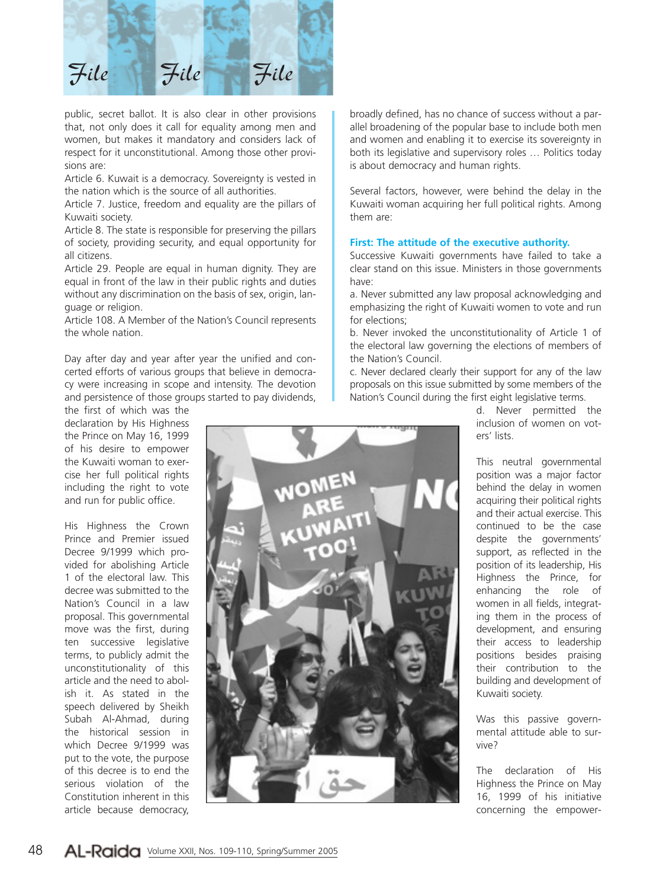public, secret ballot. It is also clear in other provisions that, not only does it call for equality among men and women, but makes it mandatory and considers lack of respect for it unconstitutional. Among those other provisions are:

Article 6. Kuwait is a democracy. Sovereignty is vested in the nation which is the source of all authorities.

Article 7. Justice, freedom and equality are the pillars of Kuwaiti society.

Article 8. The state is responsible for preserving the pillars of society, providing security, and equal opportunity for all citizens.

Article 29. People are equal in human dignity. They are equal in front of the law in their public rights and duties without any discrimination on the basis of sex, origin, language or religion.

Article 108. A Member of the Nation's Council represents the whole nation.

Day after day and year after year the unified and concerted efforts of various groups that believe in democracy were increasing in scope and intensity. The devotion and persistence of those groups started to pay dividends, the first of which was the declaration by His Highness the Prince on May 16, 1999 of his desire to empower the Kuwaiti woman to exercise her full political rights including the right to vote and run for public office.

His Highness the Crown Prince and Premier issued Decree 9/1999 which provided for abolishing Article 1 of the electoral law. This decree was submitted to the Nation's Council in a law proposal. This governmental move was the first, during ten successive legislative terms, to publicly admit the unconstitutionality of this article and the need to abolish it. As stated in the speech delivered by Sheikh Subah Al-Ahmad, during the historical session in which Decree 9/1999 was put to the vote, the purpose of this decree is to end the serious violation of the Constitution inherent in this article because democracy, broadly defined, has no chance of success without a parallel broadening of the popular base to include both men and women and enabling it to exercise its sovereignty in both its legislative and supervisory roles … Politics today is about democracy and human rights.

Several factors, however, were behind the delay in the Kuwaiti woman acquiring her full political rights. Among them are:

**First: The attitude of the executive authority.**

Successive Kuwaiti governments have failed to take a clear stand on this issue. Ministers in those governments have:

a. Never submitted any law proposal acknowledging and emphasizing the right of Kuwaiti women to vote and run for elections;

b. Never invoked the unconstitutionality of Article 1 of the electoral law governing the elections of members of the Nation's Council.

c. Never declared clearly their support for any of the law proposals on this issue submitted by some members of the Nation's Council during the first eight legislative terms.

d. Never permitted the inclusion of women on voters' lists.

This neutral governmental position was a major factor behind the delay in women acquiring their political rights and their actual exercise. This continued to be the case despite the governments' support, as reflected in the position of its leadership, His Highness the Prince, for enhancing the role of women in all fields, integrating them in the process of development, and ensuring their access to leadership positions besides praising their contribution to the building and development of Kuwaiti society.

Was this passive governmental attitude able to survive?

The declaration of His Highness the Prince on May 16, 1999 of his initiative concerning the empower-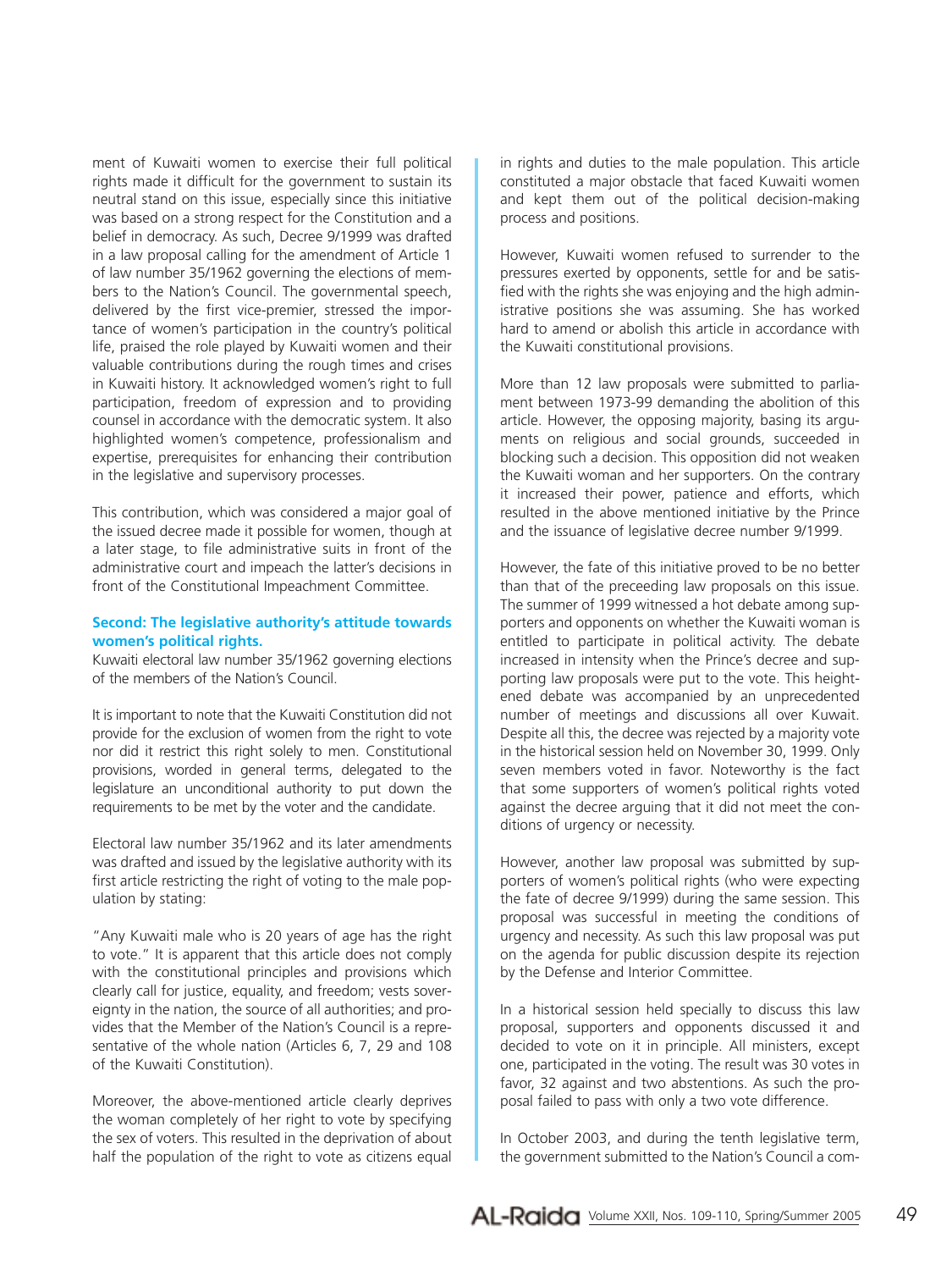ment of Kuwaiti women to exercise their full political rights made it difficult for the government to sustain its neutral stand on this issue, especially since this initiative was based on a strong respect for the Constitution and a belief in democracy. As such, Decree 9/1999 was drafted in a law proposal calling for the amendment of Article 1 of law number 35/1962 governing the elections of members to the Nation's Council. The governmental speech, delivered by the first vice-premier, stressed the importance of women's participation in the country's political life, praised the role played by Kuwaiti women and their valuable contributions during the rough times and crises in Kuwaiti history. It acknowledged women's right to full participation, freedom of expression and to providing counsel in accordance with the democratic system. It also highlighted women's competence, professionalism and expertise, prerequisites for enhancing their contribution in the legislative and supervisory processes.

This contribution, which was considered a major goal of the issued decree made it possible for women, though at a later stage, to file administrative suits in front of the administrative court and impeach the latter's decisions in front of the Constitutional Impeachment Committee.

**Second: The legislative authority's attitude towards women's political rights.**

Kuwaiti electoral law number 35/1962 governing elections of the members of the Nation's Council.

It is important to note that the Kuwaiti Constitution did not provide for the exclusion of women from the right to vote nor did it restrict this right solely to men. Constitutional provisions, worded in general terms, delegated to the legislature an unconditional authority to put down the requirements to be met by the voter and the candidate.

Electoral law number 35/1962 and its later amendments was drafted and issued by the legislative authority with its first article restricting the right of voting to the male population by stating:

"Any Kuwaiti male who is 20 years of age has the right to vote." It is apparent that this article does not comply with the constitutional principles and provisions which clearly call for justice, equality, and freedom; vests sovereignty in the nation, the source of all authorities; and provides that the Member of the Nation's Council is a representative of the whole nation (Articles 6, 7, 29 and 108 of the Kuwaiti Constitution).

Moreover, the above-mentioned article clearly deprives the woman completely of her right to vote by specifying the sex of voters. This resulted in the deprivation of about half the population of the right to vote as citizens equal in rights and duties to the male population. This article constituted a major obstacle that faced Kuwaiti women and kept them out of the political decision-making process and positions.

However, Kuwaiti women refused to surrender to the pressures exerted by opponents, settle for and be satisfied with the rights she was enjoying and the high administrative positions she was assuming. She has worked hard to amend or abolish this article in accordance with the Kuwaiti constitutional provisions.

More than 12 law proposals were submitted to parliament between 1973-99 demanding the abolition of this article. However, the opposing majority, basing its arguments on religious and social grounds, succeeded in blocking such a decision. This opposition did not weaken the Kuwaiti woman and her supporters. On the contrary it increased their power, patience and efforts, which resulted in the above mentioned initiative by the Prince and the issuance of legislative decree number 9/1999.

However, the fate of this initiative proved to be no better than that of the preceeding law proposals on this issue. The summer of 1999 witnessed a hot debate among supporters and opponents on whether the Kuwaiti woman is entitled to participate in political activity. The debate increased in intensity when the Prince's decree and supporting law proposals were put to the vote. This heightened debate was accompanied by an unprecedented number of meetings and discussions all over Kuwait. Despite all this, the decree was rejected by a majority vote in the historical session held on November 30, 1999. Only seven members voted in favor. Noteworthy is the fact that some supporters of women's political rights voted against the decree arguing that it did not meet the conditions of urgency or necessity.

However, another law proposal was submitted by supporters of women's political rights (who were expecting the fate of decree 9/1999) during the same session. This proposal was successful in meeting the conditions of urgency and necessity. As such this law proposal was put on the agenda for public discussion despite its rejection by the Defense and Interior Committee.

In a historical session held specially to discuss this law proposal, supporters and opponents discussed it and decided to vote on it in principle. All ministers, except one, participated in the voting. The result was 30 votes in favor, 32 against and two abstentions. As such the proposal failed to pass with only a two vote difference.

In October 2003, and during the tenth legislative term, the government submitted to the Nation's Council a com-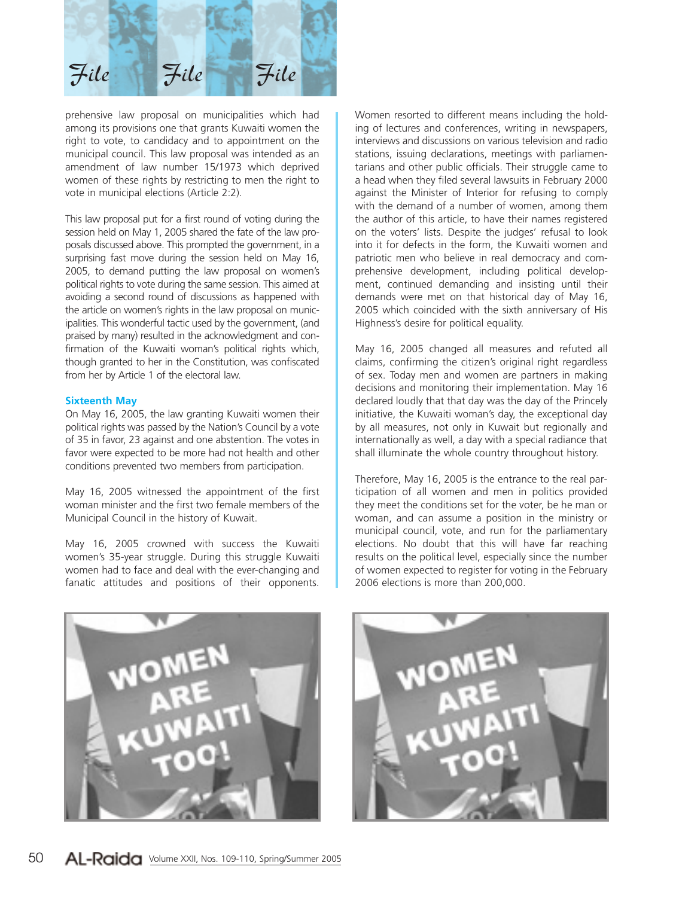prehensive law proposal on municipalities which had among its provisions one that grants Kuwaiti women the right to vote, to candidacy and to appointment on the municipal council. This law proposal was intended as an amendment of law number 15/1973 which deprived women of these rights by restricting to men the right to vote in municipal elections (Article 2:2).

This law proposal put for a first round of voting during the session held on May 1, 2005 shared the fate of the law proposals discussed above. This prompted the government, in a surprising fast move during the session held on May 16, 2005, to demand putting the law proposal on women's political rights to vote during the same session. This aimed at avoiding a second round of discussions as happened with the article on women's rights in the law proposal on municipalities. This wonderful tactic used by the government, (and praised by many) resulted in the acknowledgment and confirmation of the Kuwaiti woman's political rights which, though granted to her in the Constitution, was confiscated from her by Article 1 of the electoral law.

### Sixteenth May

On May 16, 2005, the law granting Kuwaiti women their political rights was passed by the Nation's Council by a vote of 35 in favor, 23 against and one abstention. The votes in favor were expected to be more had not health and other conditions prevented two members from participation.

May 16, 2005 witnessed the appointment of the first woman minister and the first two female members of the Municipal Council in the history of Kuwait.

May 16, 2005 crowned with success the Kuwaiti women's 35-year struggle. During this struggle Kuwaiti women had to face and deal with the ever-changing and fanatic attitudes and positions of their opponents. Women resorted to different means including the holding of lectures and conferences, writing in newspapers, interviews and discussions on various television and radio stations, issuing declarations, meetings with parliamentarians and other public officials. Their struggle came to a head when they filed several lawsuits in February 2000 against the Minister of Interior for refusing to comply with the demand of a number of women, among them the author of this article, to have their names registered on the voters' lists. Despite the judges' refusal to look into it for defects in the form, the Kuwaiti women and patriotic men who believe in real democracy and comprehensive development, including political development, continued demanding and insisting until their demands were met on that historical day of May 16, 2005 which coincided with the sixth anniversary of His Highness's desire for political equality.

May 16, 2005 changed all measures and refuted all claims, confirming the citizen's original right regardless of sex. Today men and women are partners in making decisions and monitoring their implementation. May 16 declared loudly that that day was the day of the Princely initiative, the Kuwaiti woman's day, the exceptional day by all measures, not only in Kuwait but regionally and internationally as well, a day with a special radiance that shall illuminate the whole country throughout history.

Therefore, May 16, 2005 is the entrance to the real participation of all women and men in politics provided they meet the conditions set for the voter, be he man or woman, and can assume a position in the ministry or municipal council, vote, and run for the parliamentary elections. No doubt that this will have far reaching results on the political level, especially since the number of women expected to register for voting in the February 2006 elections is more than 200,000.